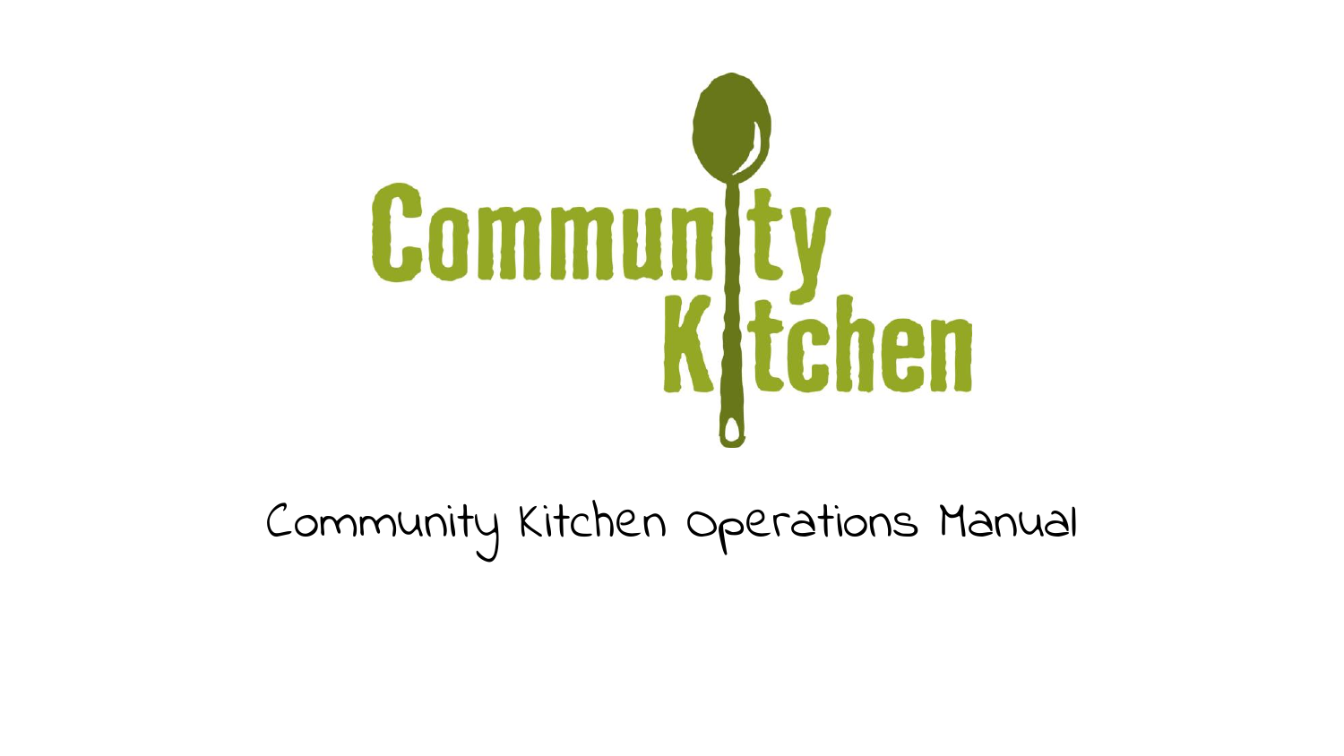# Community Kitchen

Community Kitchen Operations Manual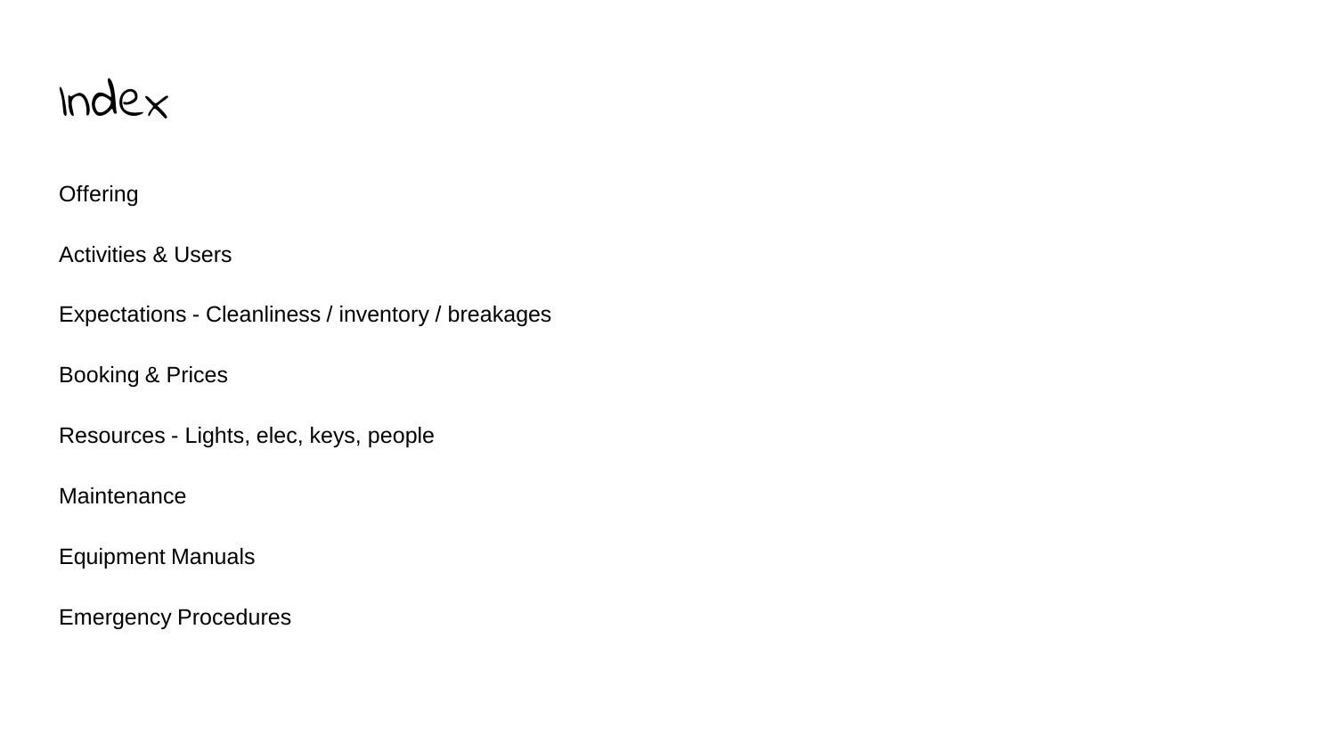# Index

Offering

Activities & Users

Expectations - Cleanliness / inventory / breakages

Booking & Prices

Resources - Lights, elec, keys, people

Maintenance

Equipment Manuals

Emergency Procedures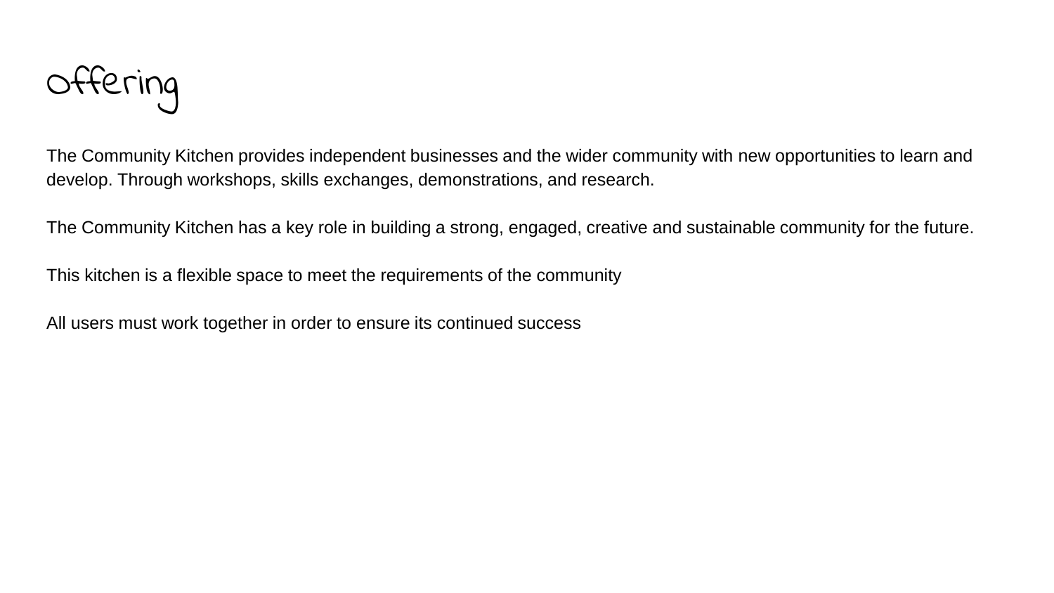# offering

The Community Kitchen provides independent businesses and the wider community with new opportunities to learn and develop. Through workshops, skills exchanges, demonstrations, and research.

The Community Kitchen has a key role in building a strong, engaged, creative and sustainable community for the future.

This kitchen is a flexible space to meet the requirements of the community

All users must work together in order to ensure its continued success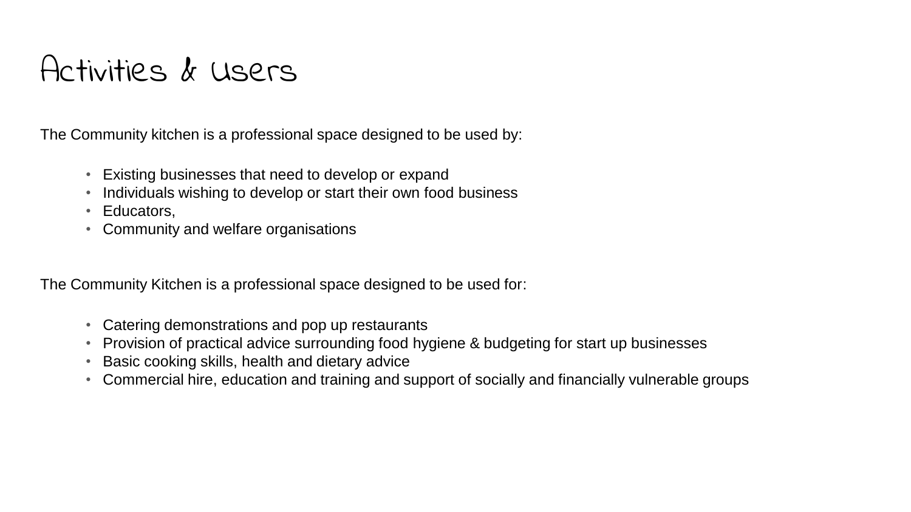# Activities & Users

The Community kitchen is a professional space designed to be used by:

- Existing businesses that need to develop or expand
- Individuals wishing to develop or start their own food business
- Educators,
- Community and welfare organisations

The Community Kitchen is a professional space designed to be used for:

- Catering demonstrations and pop up restaurants
- Provision of practical advice surrounding food hygiene & budgeting for start up businesses
- Basic cooking skills, health and dietary advice
- Commercial hire, education and training and support of socially and financially vulnerable groups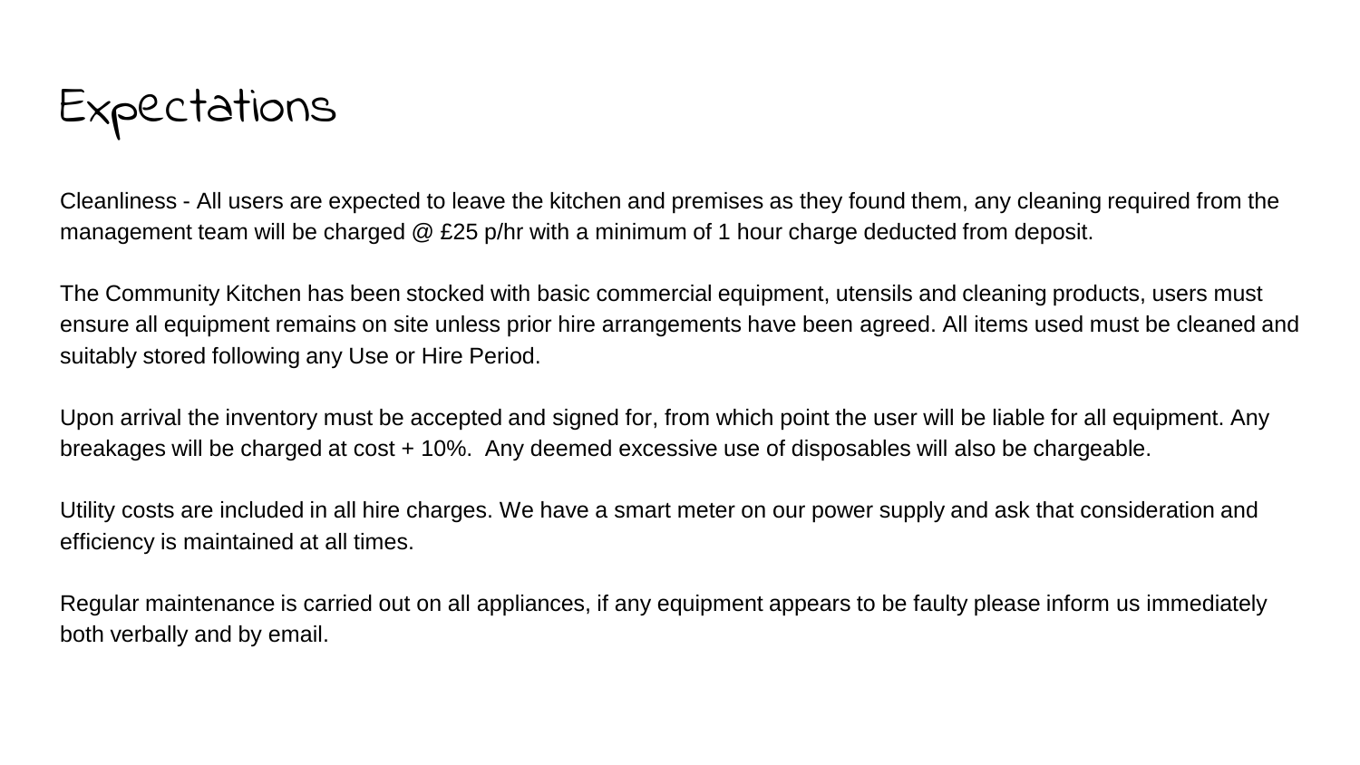# Expectations

Cleanliness - All users are expected to leave the kitchen and premises as they found them, any cleaning required from the management team will be charged @ £25 p/hr with a minimum of 1 hour charge deducted from deposit.

The Community Kitchen has been stocked with basic commercial equipment, utensils and cleaning products, users must ensure all equipment remains on site unless prior hire arrangements have been agreed. All items used must be cleaned and suitably stored following any Use or Hire Period.

Upon arrival the inventory must be accepted and signed for, from which point the user will be liable for all equipment. Any breakages will be charged at cost + 10%. Any deemed excessive use of disposables will also be chargeable.

Utility costs are included in all hire charges. We have a smart meter on our power supply and ask that consideration and efficiency is maintained at all times.

Regular maintenance is carried out on all appliances, if any equipment appears to be faulty please inform us immediately both verbally and by email.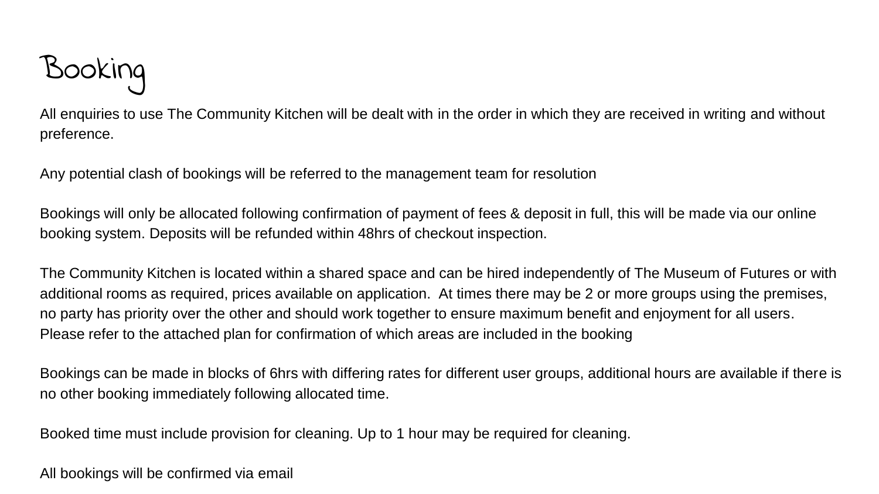# Booking

All enquiries to use The Community Kitchen will be dealt with in the order in which they are received in writing and without preference.

Any potential clash of bookings will be referred to the management team for resolution

Bookings will only be allocated following confirmation of payment of fees & deposit in full, this will be made via our online booking system. Deposits will be refunded within 48hrs of checkout inspection.

The Community Kitchen is located within a shared space and can be hired independently of The Museum of Futures or with additional rooms as required, prices available on application. At times there may be 2 or more groups using the premises, no party has priority over the other and should work together to ensure maximum benefit and enjoyment for all users. Please refer to the attached plan for confirmation of which areas are included in the booking

Bookings can be made in blocks of 6hrs with differing rates for different user groups, additional hours are available if there is no other booking immediately following allocated time.

Booked time must include provision for cleaning. Up to 1 hour may be required for cleaning.

All bookings will be confirmed via email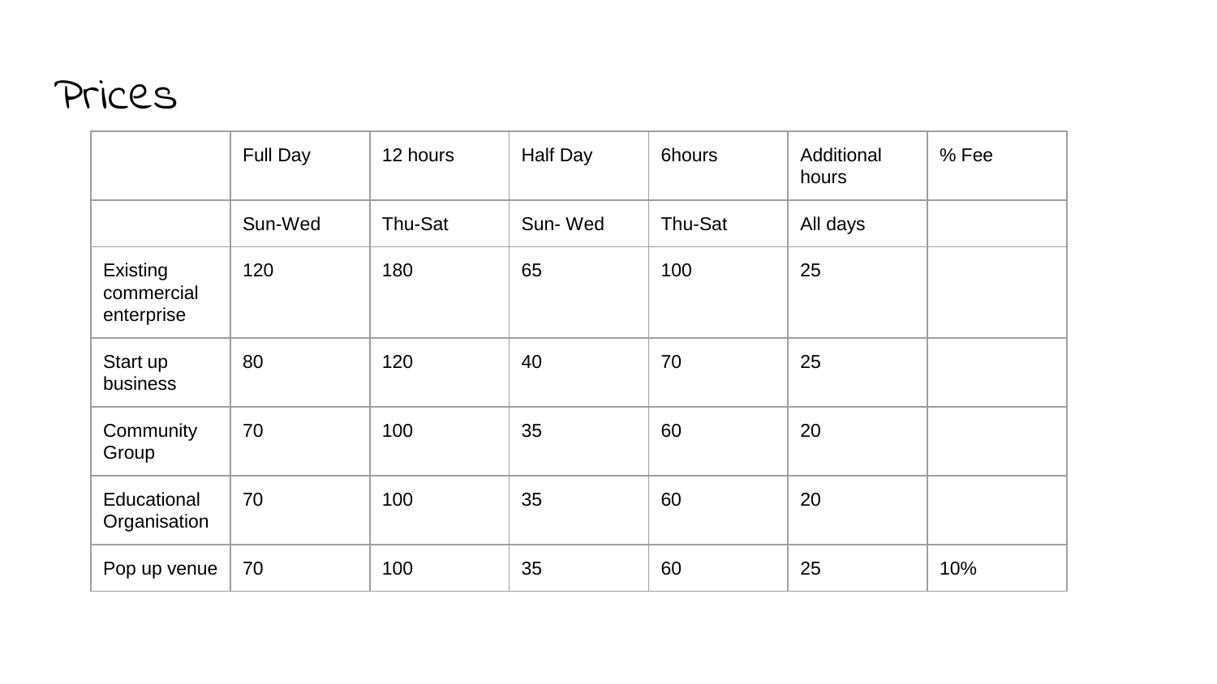# Prices

| | Full Day | 12 hours | Half Day | 6hours | Additional hours | % Fee |
|---|---|---|---|---|---|---|
| | Sun-Wed | Thu-Sat | Sun- Wed | Thu-Sat | All days | |
| Existing commercial enterprise | 120 | 180 | 65 | 100 | 25 | |
| Start up business | 80 | 120 | 40 | 70 | 25 | |
| Community Group | 70 | 100 | 35 | 60 | 20 | |
| Educational Organisation | 70 | 100 | 35 | 60 | 20 | |
| Pop up venue | 70 | 100 | 35 | 60 | 25 | 10% |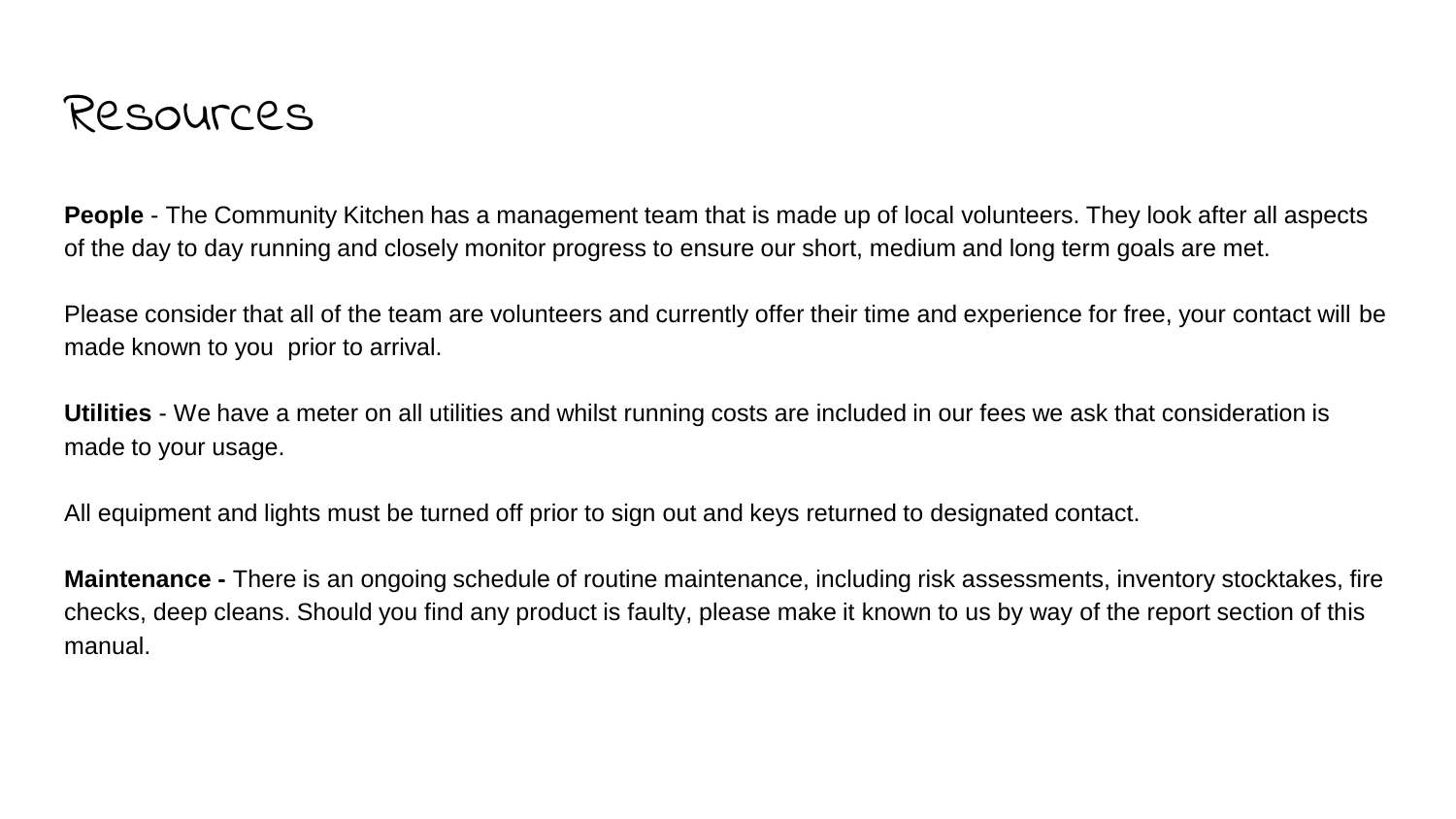# Resources

**People** - The Community Kitchen has a management team that is made up of local volunteers. They look after all aspects of the day to day running and closely monitor progress to ensure our short, medium and long term goals are met.

Please consider that all of the team are volunteers and currently offer their time and experience for free, your contact will be made known to you  prior to arrival.

**Utilities** - We have a meter on all utilities and whilst running costs are included in our fees we ask that consideration is made to your usage.

All equipment and lights must be turned off prior to sign out and keys returned to designated contact.

**Maintenance -** There is an ongoing schedule of routine maintenance, including risk assessments, inventory stocktakes, fire checks, deep cleans. Should you find any product is faulty, please make it known to us by way of the report section of this manual.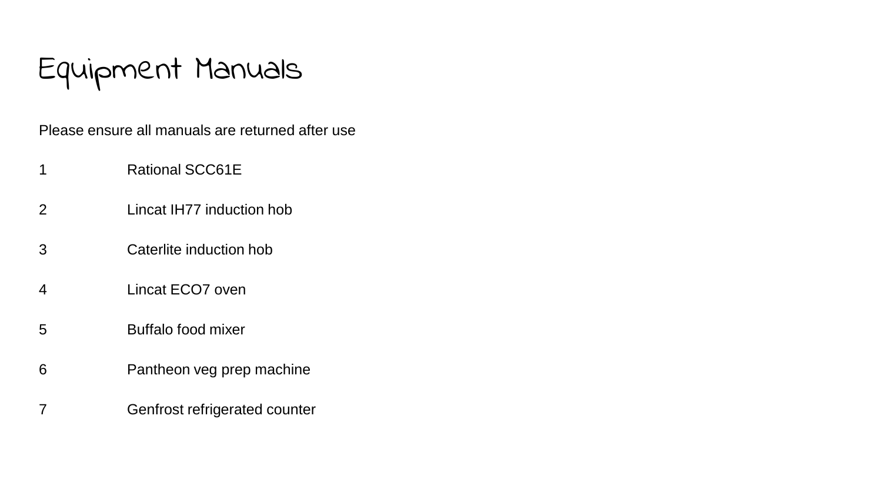# Equipment Manuals

Please ensure all manuals are returned after use

| | |
|---|---|
| 1 | Rational SCC61E |
| 2 | Lincat IH77 induction hob |
| 3 | Caterlite induction hob |
| 4 | Lincat ECO7 oven |
| 5 | Buffalo food mixer |
| 6 | Pantheon veg prep machine |
| 7 | Genfrost refrigerated counter |